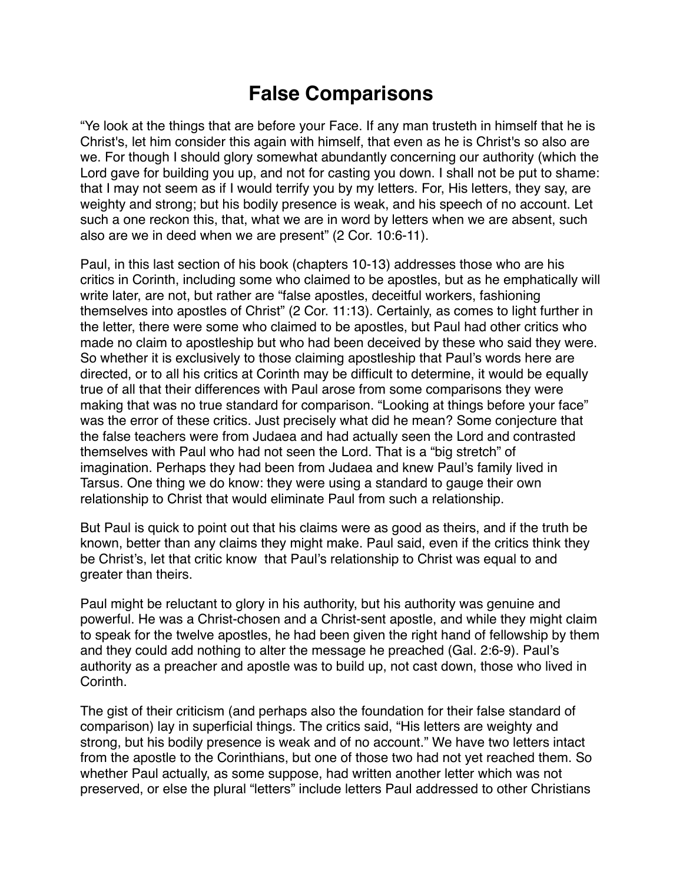# False Comparisons

"Ye look at the things that are before your Face. If any man trusteth in himself that he is Christ's, let him consider this again with himself, that even as he is Christ's so also are we. For though I should glory somewhat abundantly concerning our authority (which the Lord gave for building you up, and not for casting you down. I shall not be put to shame: that I may not seem as if I would terrify you by my letters. For, His letters, they say, are weighty and strong; but his bodily presence is weak, and his speech of no account. Let such a one reckon this, that, what we are in word by letters when we are absent, such also are we in deed when we are present" (2 Cor. 10:6-11).

Paul, in this last section of his book (chapters 10-13) addresses those who are his critics in Corinth, including some who claimed to be apostles, but as he emphatically will write later, are not, but rather are "false apostles, deceitful workers, fashioning themselves into apostles of Christ" (2 Cor. 11:13). Certainly, as comes to light further in the letter, there were some who claimed to be apostles, but Paul had other critics who made no claim to apostleship but who had been deceived by these who said they were. So whether it is exclusively to those claiming apostleship that Paul's words here are directed, or to all his critics at Corinth may be difficult to determine, it would be equally true of all that their differences with Paul arose from some comparisons they were making that was no true standard for comparison. "Looking at things before your face" was the error of these critics. Just precisely what did he mean? Some conjecture that the false teachers were from Judaea and had actually seen the Lord and contrasted themselves with Paul who had not seen the Lord. That is a "big stretch" of imagination. Perhaps they had been from Judaea and knew Paul's family lived in Tarsus. One thing we do know: they were using a standard to gauge their own relationship to Christ that would eliminate Paul from such a relationship.

But Paul is quick to point out that his claims were as good as theirs, and if the truth be known, better than any claims they might make. Paul said, even if the critics think they be Christ's, let that critic know that Paul's relationship to Christ was equal to and greater than theirs.

Paul might be reluctant to glory in his authority, but his authority was genuine and powerful. He was a Christ-chosen and a Christ-sent apostle, and while they might claim to speak for the twelve apostles, he had been given the right hand of fellowship by them and they could add nothing to alter the message he preached (Gal. 2:6-9). Paul's authority as a preacher and apostle was to build up, not cast down, those who lived in Corinth.

The gist of their criticism (and perhaps also the foundation for their false standard of comparison) lay in superficial things. The critics said, "His letters are weighty and strong, but his bodily presence is weak and of no account." We have two letters intact from the apostle to the Corinthians, but one of those two had not yet reached them. So whether Paul actually, as some suppose, had written another letter which was not preserved, or else the plural "letters" include letters Paul addressed to other Christians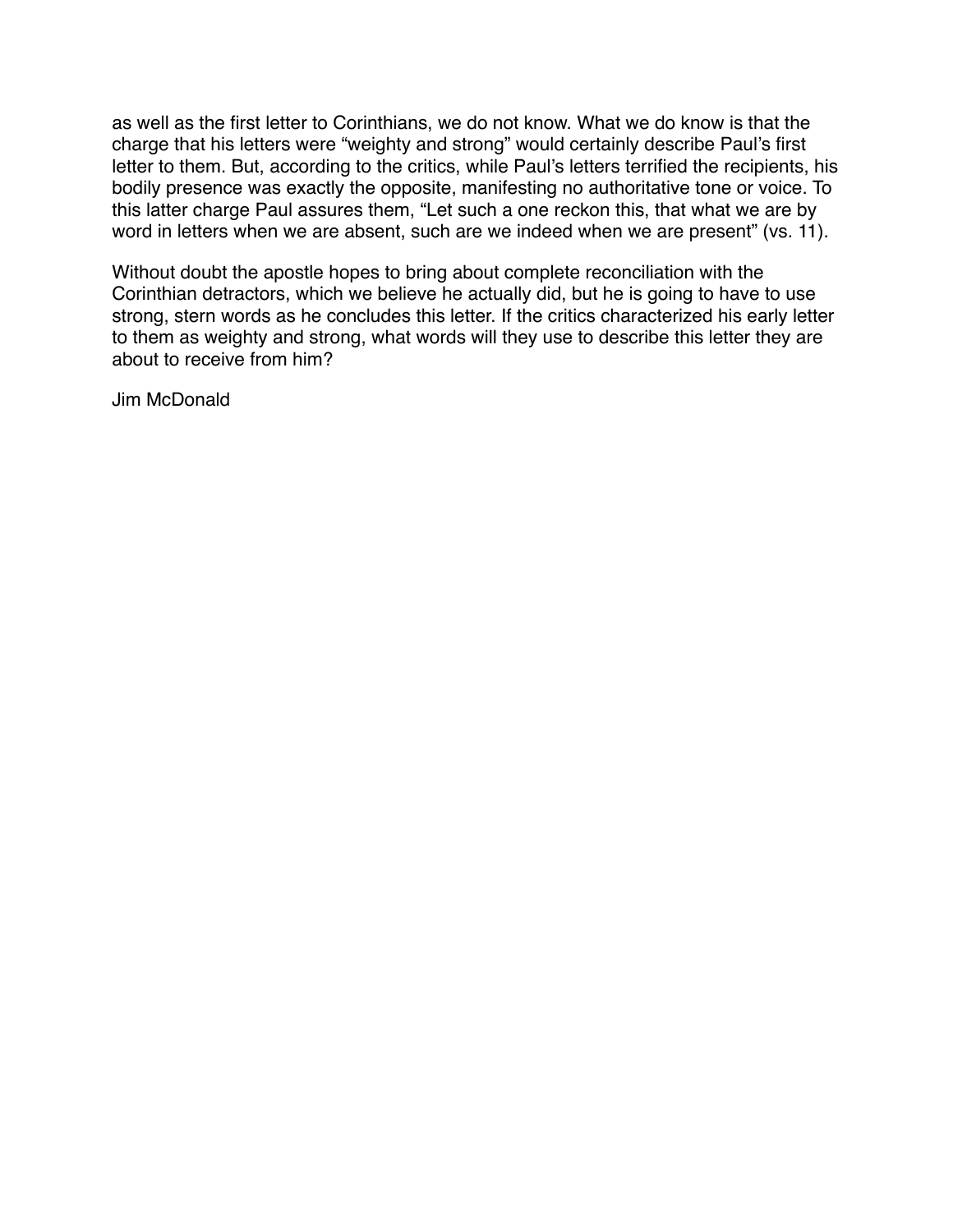as well as the first letter to Corinthians, we do not know. What we do know is that the charge that his letters were “weighty and strong” would certainly describe Paul’s first letter to them. But, according to the critics, while Paul’s letters terrified the recipients, his bodily presence was exactly the opposite, manifesting no authoritative tone or voice. To this latter charge Paul assures them, “Let such a one reckon this, that what we are by word in letters when we are absent, such are we indeed when we are present” (vs. 11).

Without doubt the apostle hopes to bring about complete reconciliation with the Corinthian detractors, which we believe he actually did, but he is going to have to use strong, stern words as he concludes this letter. If the critics characterized his early letter to them as weighty and strong, what words will they use to describe this letter they are about to receive from him?

Jim McDonald